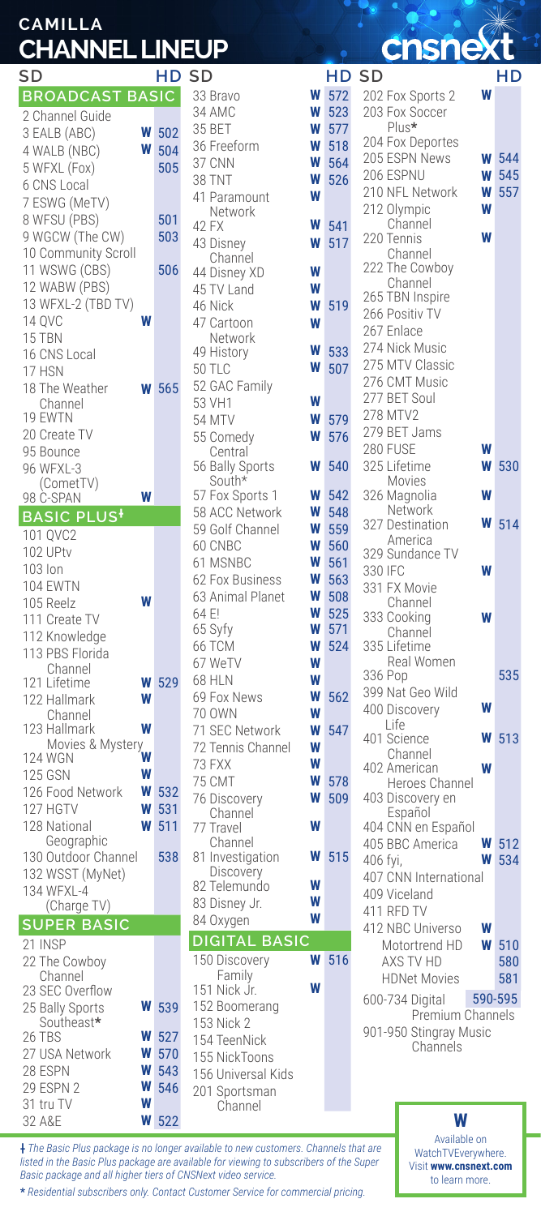# CAMILLA CHANNEL LINEUP

cnsnext

## BROADCAST BASIC

| SD | W | HD |
|---|---|---|
| 2 Channel Guide | | |
| 3 EALB (ABC) | W | 502 |
| 4 WALB (NBC) | W | 504 |
| 5 WFXL (Fox) | | 505 |
| 6 CNS Local | | |
| 7 ESWG (MeTV) | | |
| 8 WFSU (PBS) | | 501 |
| 9 WGCW (The CW) | | 503 |
| 10 Community Scroll | | |
| 11 WSWG (CBS) | | 506 |
| 12 WABW (PBS) | | |
| 13 WFXL-2 (TBD TV) | | |
| 14 QVC | W | |
| 15 TBN | | |
| 16 CNS Local | | |
| 17 HSN | | |
| 18 The Weather Channel | W | 565 |
| 19 EWTN | | |
| 20 Create TV | | |
| 95 Bounce | | |
| 96 WFXL-3 (CometTV) | | |
| 98 C-SPAN | W | |

## BASIC PLUS‡

| SD | W | HD |
|---|---|---|
| 101 QVC2 | | |
| 102 UPtv | | |
| 103 Ion | | |
| 104 EWTN | | |
| 105 Reelz | W | |
| 111 Create TV | | |
| 112 Knowledge | | |
| 113 PBS Florida Channel | | |
| 121 Lifetime | W | 529 |
| 122 Hallmark Channel | W | |
| 123 Hallmark Movies & Mystery | W | |
| 124 WGN | W | |
| 125 GSN | W | |
| 126 Food Network | W | 532 |
| 127 HGTV | W | 531 |
| 128 National Geographic | W | 511 |
| 130 Outdoor Channel | | 538 |
| 132 WSST (MyNet) | | |
| 134 WFXL-4 (Charge TV) | | |

## SUPER BASIC

| SD | W | HD |
|---|---|---|
| 21 INSP | | |
| 22 The Cowboy Channel | | |
| 23 SEC Overflow | | |
| 25 Bally Sports Southeast* | W | 539 |
| 26 TBS | W | 527 |
| 27 USA Network | W | 570 |
| 28 ESPN | W | 543 |
| 29 ESPN 2 | W | 546 |
| 31 tru TV | W | |
| 32 A&E | W | 522 |
| 33 Bravo | W | 572 |
| 34 AMC | W | 523 |
| 35 BET | W | 577 |
| 36 Freeform | W | 518 |
| 37 CNN | W | 564 |
| 38 TNT | W | 526 |
| 41 Paramount Network | W | |
| 42 FX | W | 541 |
| 43 Disney Channel | W | 517 |
| 44 Disney XD | W | |
| 45 TV Land | W | |
| 46 Nick | W | 519 |
| 47 Cartoon Network | W | |
| 49 History | W | 533 |
| 50 TLC | W | 507 |
| 52 GAC Family | | |
| 53 VH1 | W | |
| 54 MTV | W | 579 |
| 55 Comedy Central | W | 576 |
| 56 Bally Sports South* | W | 540 |
| 57 Fox Sports 1 | W | 542 |
| 58 ACC Network | W | 548 |
| 59 Golf Channel | W | 559 |
| 60 CNBC | W | 560 |
| 61 MSNBC | W | 561 |
| 62 Fox Business | W | 563 |
| 63 Animal Planet | W | 508 |
| 64 E! | W | 525 |
| 65 Syfy | W | 571 |
| 66 TCM | W | 524 |
| 67 WeTV | W | |
| 68 HLN | W | |
| 69 Fox News | W | 562 |
| 70 OWN | W | |
| 71 SEC Network | W | 547 |
| 72 Tennis Channel | W | |
| 73 FXX | W | |
| 75 CMT | W | 578 |
| 76 Discovery Channel | W | 509 |
| 77 Travel Channel | W | |
| 81 Investigation Discovery | W | 515 |
| 82 Telemundo | W | |
| 83 Disney Jr. | W | |
| 84 Oxygen | W | |

## DIGITAL BASIC

| SD | W | HD |
|---|---|---|
| 150 Discovery Family | W | 516 |
| 151 Nick Jr. | W | |
| 152 Boomerang | | |
| 153 Nick 2 | | |
| 154 TeenNick | | |
| 155 NickToons | | |
| 156 Universal Kids | | |
| 201 Sportsman Channel | | |
| 202 Fox Sports 2 | W | |
| 203 Fox Soccer Plus* | | |
| 204 Fox Deportes | | |
| 205 ESPN News | W | 544 |
| 206 ESPNU | W | 545 |
| 210 NFL Network | W | 557 |
| 212 Olympic Channel | W | |
| 220 Tennis Channel | W | |
| 222 The Cowboy Channel | | |
| 265 TBN Inspire | | |
| 266 Positiv TV | | |
| 267 Enlace | | |
| 274 Nick Music | | |
| 275 MTV Classic | | |
| 276 CMT Music | | |
| 277 BET Soul | | |
| 278 MTV2 | | |
| 279 BET Jams | | |
| 280 FUSE | W | |
| 325 Lifetime Movies | W | 530 |
| 326 Magnolia Network | W | |
| 327 Destination America | W | 514 |
| 329 Sundance TV | | |
| 330 IFC | W | |
| 331 FX Movie Channel | | |
| 333 Cooking Channel | W | |
| 335 Lifetime Real Women | | |
| 336 Pop | | 535 |
| 399 Nat Geo Wild | | |
| 400 Discovery Life | W | |
| 401 Science Channel | W | 513 |
| 402 American Heroes Channel | W | |
| 403 Discovery en Español | | |
| 404 CNN en Español | | |
| 405 BBC America | W | 512 |
| 406 fyi, | W | 534 |
| 407 CNN International | | |
| 409 Viceland | | |
| 411 RFD TV | | |
| 412 NBC Universo | W | |
| Motortrend HD | W | 510 |
| AXS TV HD | | 580 |
| HDNet Movies | | 581 |
| 600-734 Digital Premium Channels | | 590-595 |
| 901-950 Stingray Music Channels | | |

‡ *The Basic Plus package is no longer available to new customers. Channels that are listed in the Basic Plus package are available for viewing to subscribers of the Super Basic package and all higher tiers of CNSNext video service.*

\* *Residential subscribers only. Contact Customer Service for commercial pricing.*

**W** Available on WatchTVEverywhere. Visit **www.cnsnext.com** to learn more.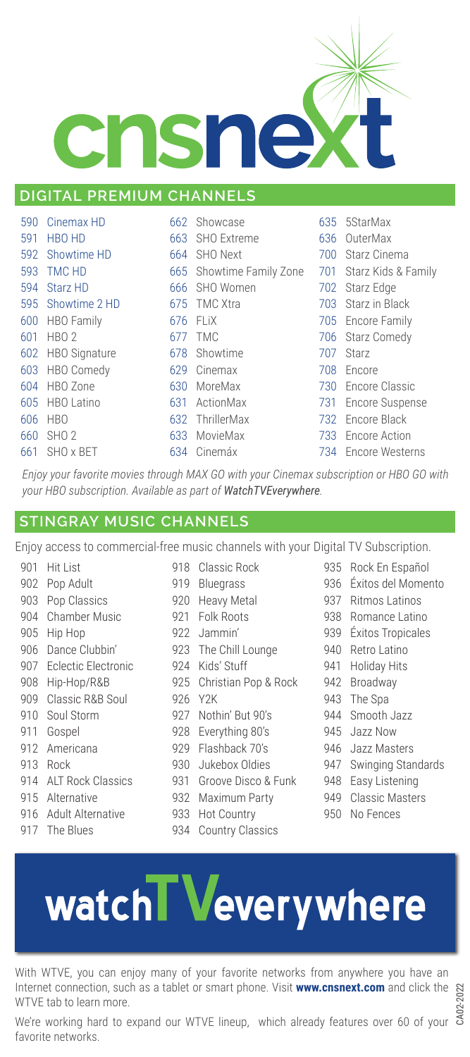cnsnext

## DIGITAL PREMIUM CHANNELS

590 Cinemax HD
591 HBO HD
592 Showtime HD
593 TMC HD
594 Starz HD
595 Showtime 2 HD
600 HBO Family
601 HBO 2
602 HBO Signature
603 HBO Comedy
604 HBO Zone
605 HBO Latino
606 HBO
660 SHO 2
661 SHO x BET
662 Showcase
663 SHO Extreme
664 SHO Next
665 Showtime Family Zone
666 SHO Women
675 TMC Xtra
676 FLiX
677 TMC
678 Showtime
629 Cinemax
630 MoreMax
631 ActionMax
632 ThrillerMax
633 MovieMax
634 Cinemáx
635 5StarMax
636 OuterMax
700 Starz Cinema
701 Starz Kids & Family
702 Starz Edge
703 Starz in Black
705 Encore Family
706 Starz Comedy
707 Starz
708 Encore
730 Encore Classic
731 Encore Suspense
732 Encore Black
733 Encore Action
734 Encore Westerns

*Enjoy your favorite movies through MAX GO with your Cinemax subscription or HBO GO with your HBO subscription. Available as part of **WatchTVEverywhere**.*

## STINGRAY MUSIC CHANNELS

Enjoy access to commercial-free music channels with your Digital TV Subscription.

901 Hit List
902 Pop Adult
903 Pop Classics
904 Chamber Music
905 Hip Hop
906 Dance Clubbin'
907 Eclectic Electronic
908 Hip-Hop/R&B
909 Classic R&B Soul
910 Soul Storm
911 Gospel
912 Americana
913 Rock
914 ALT Rock Classics
915 Alternative
916 Adult Alternative
917 The Blues
918 Classic Rock
919 Bluegrass
920 Heavy Metal
921 Folk Roots
922 Jammin'
923 The Chill Lounge
924 Kids' Stuff
925 Christian Pop & Rock
926 Y2K
927 Nothin' But 90's
928 Everything 80's
929 Flashback 70's
930 Jukebox Oldies
931 Groove Disco & Funk
932 Maximum Party
933 Hot Country
934 Country Classics
935 Rock En Español
936 Éxitos del Momento
937 Ritmos Latinos
938 Romance Latino
939 Éxitos Tropicales
940 Retro Latino
941 Holiday Hits
942 Broadway
943 The Spa
944 Smooth Jazz
945 Jazz Now
946 Jazz Masters
947 Swinging Standards
948 Easy Listening
949 Classic Masters
950 No Fences

# watchTVeverywhere

With WTVE, you can enjoy many of your favorite networks from anywhere you have an Internet connection, such as a tablet or smart phone. Visit **www.cnsnext.com** and click the WTVE tab to learn more.

We're working hard to expand our WTVE lineup, which already features over 60 of your favorite networks.

CA02-2022